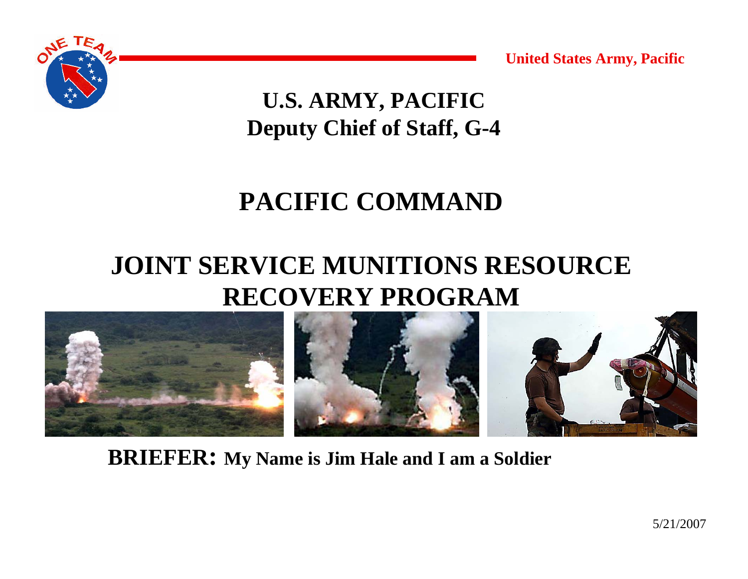United States Army, Pacific

# U.S. ARMY, PACIFIC
## Deputy Chief of Staff, G-4

# PACIFIC COMMAND

# JOINT SERVICE MUNITIONS RESOURCE RECOVERY PROGRAM

**BRIEFER: My Name is Jim Hale and I am a Soldier**

5/21/2007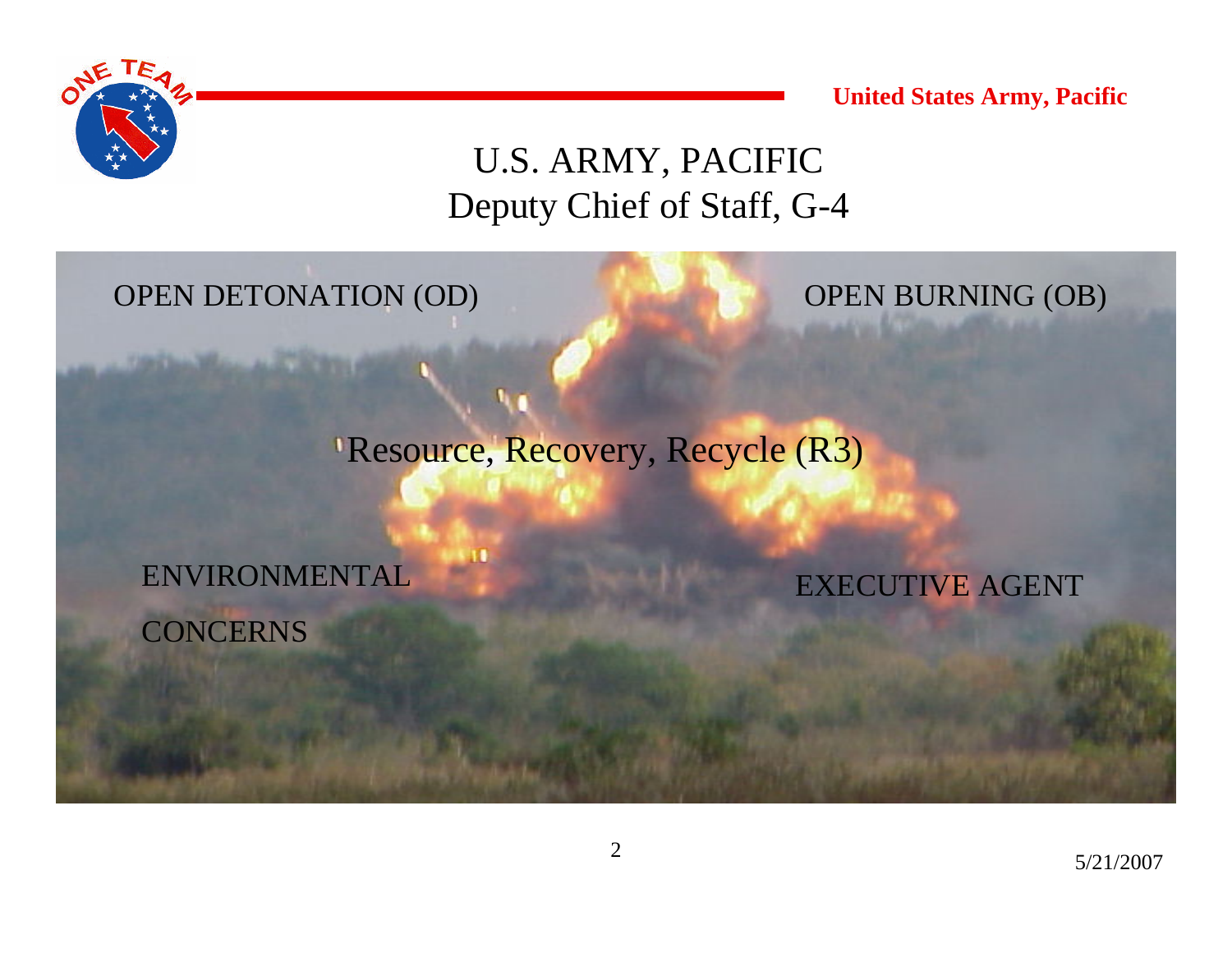# U.S. ARMY, PACIFIC
## Deputy Chief of Staff, G-4

OPEN DETONATION (OD)

OPEN BURNING (OB)

Resource, Recovery, Recycle (R3)

ENVIRONMENTAL CONCERNS

EXECUTIVE AGENT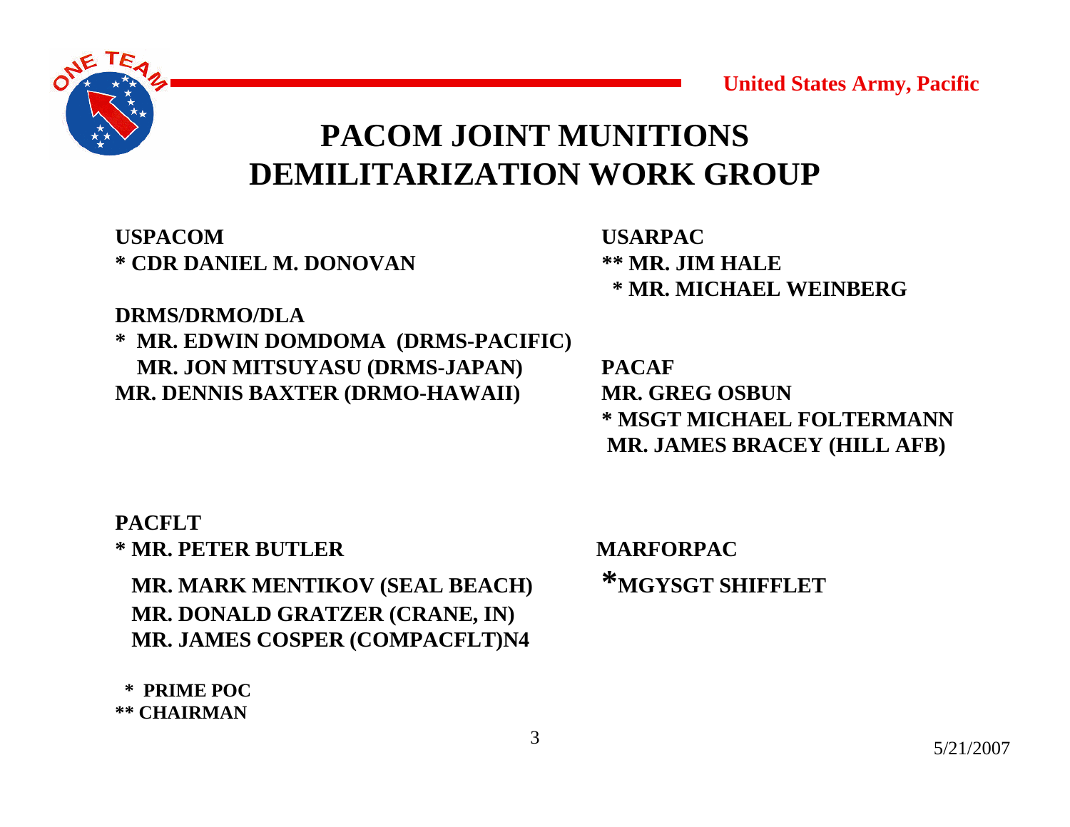# PACOM JOINT MUNITIONS DEMILITARIZATION WORK GROUP

**USPACOM**
**\* CDR DANIEL M. DONOVAN**

**DRMS/DRMO/DLA**
**\* MR. EDWIN DOMDOMA (DRMS-PACIFIC)**
**MR. JON MITSUYASU (DRMS-JAPAN)**
**MR. DENNIS BAXTER (DRMO-HAWAII)**

**USARPAC**
**\*\* MR. JIM HALE**
**\* MR. MICHAEL WEINBERG**

**PACAF**
**MR. GREG OSBUN**
**\* MSGT MICHAEL FOLTERMANN**
**MR. JAMES BRACEY (HILL AFB)**

**PACFLT**
**\* MR. PETER BUTLER**
**MR. MARK MENTIKOV (SEAL BEACH)**
**MR. DONALD GRATZER (CRANE, IN)**
**MR. JAMES COSPER (COMPACFLT)N4**

**MARFORPAC**
**\*MGYSGT SHIFFLET**

**\* PRIME POC**
**\*\* CHAIRMAN**

5/21/2007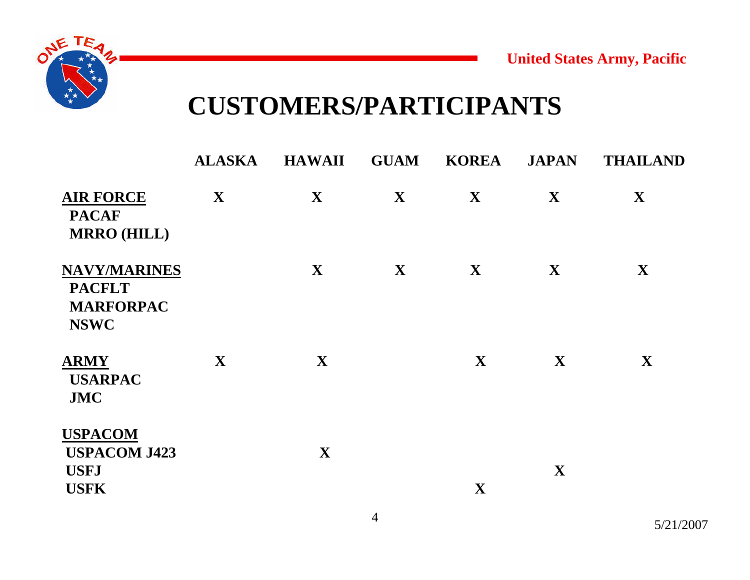# CUSTOMERS/PARTICIPANTS

| | ALASKA | HAWAII | GUAM | KOREA | JAPAN | THAILAND |
|---|---|---|---|---|---|---|
| **AIR FORCE** | X | X | X | X | X | X |
| PACAF | | | | | | |
| MRRO (HILL) | | | | | | |
| **NAVY/MARINES** | | X | X | X | X | X |
| PACFLT | | | | | | |
| MARFORPAC | | | | | | |
| NSWC | | | | | | |
| **ARMY** | X | X | | X | X | X |
| USARPAC | | | | | | |
| JMC | | | | | | |
| **USPACOM** | | | | | | |
| USPACOM J423 | | X | | | | |
| USFJ | | | | | X | |
| USFK | | | | X | | |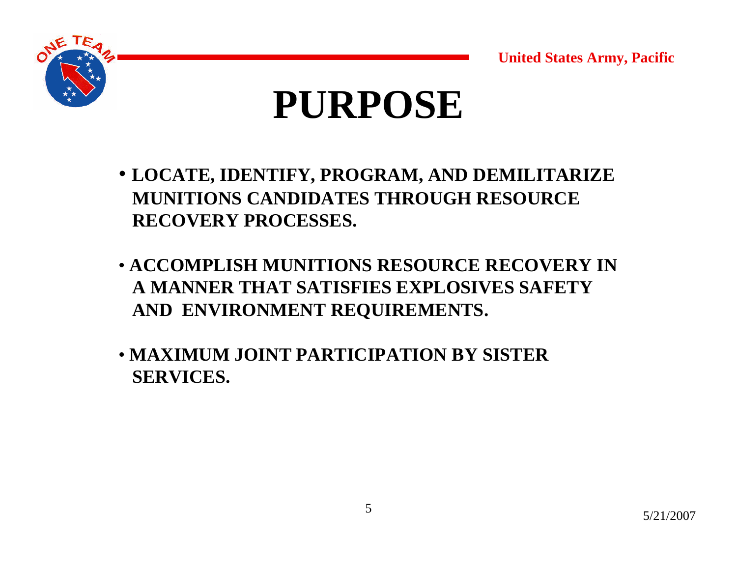# PURPOSE

- **LOCATE, IDENTIFY, PROGRAM, AND DEMILITARIZE MUNITIONS CANDIDATES THROUGH RESOURCE RECOVERY PROCESSES.**
- **ACCOMPLISH MUNITIONS RESOURCE RECOVERY IN A MANNER THAT SATISFIES EXPLOSIVES SAFETY AND ENVIRONMENT REQUIREMENTS.**
- **MAXIMUM JOINT PARTICIPATION BY SISTER SERVICES.**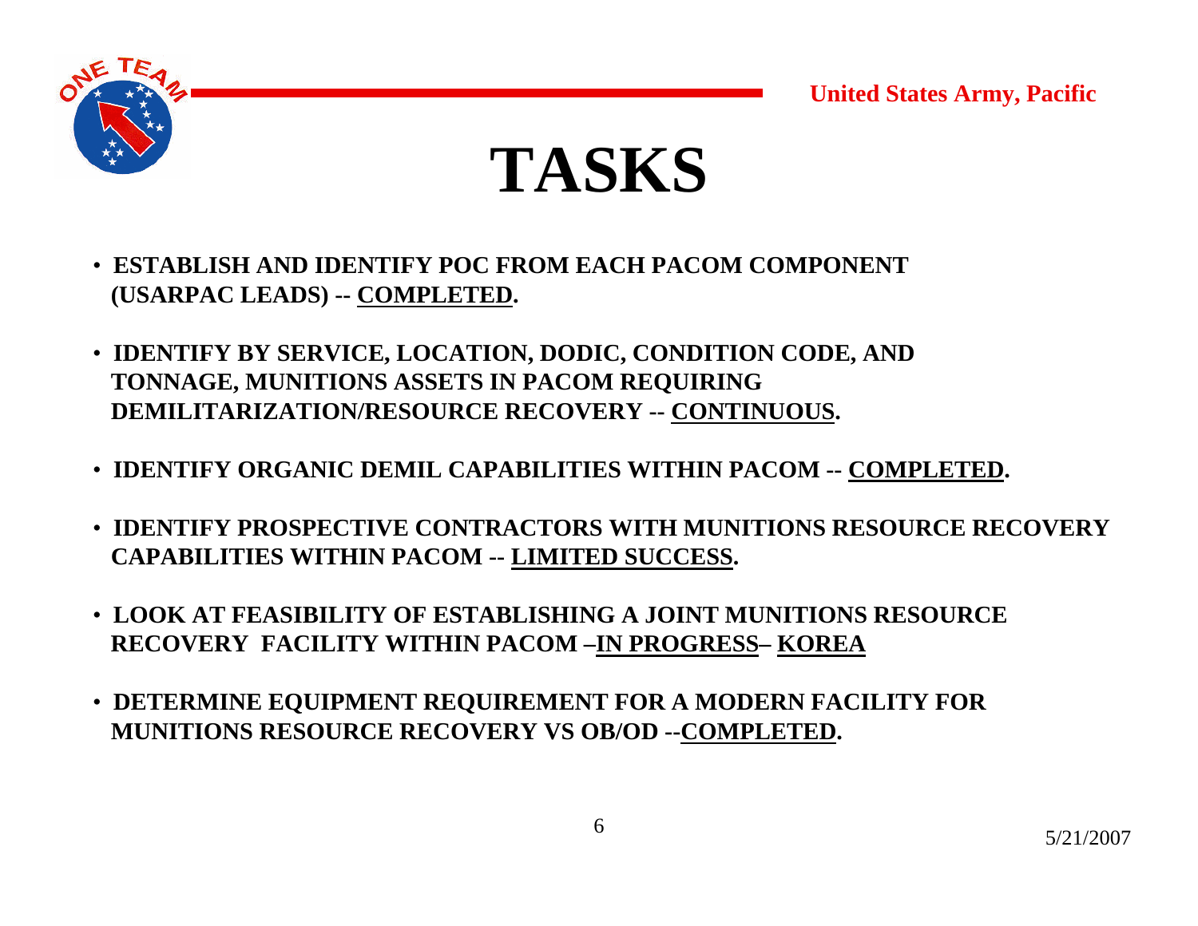# TASKS

- **ESTABLISH AND IDENTIFY POC FROM EACH PACOM COMPONENT (USARPAC LEADS) -- <u>COMPLETED</u>.**
- **IDENTIFY BY SERVICE, LOCATION, DODIC, CONDITION CODE, AND TONNAGE, MUNITIONS ASSETS IN PACOM REQUIRING DEMILITARIZATION/RESOURCE RECOVERY -- <u>CONTINUOUS</u>.**
- **IDENTIFY ORGANIC DEMIL CAPABILITIES WITHIN PACOM -- <u>COMPLETED</u>.**
- **IDENTIFY PROSPECTIVE CONTRACTORS WITH MUNITIONS RESOURCE RECOVERY CAPABILITIES WITHIN PACOM -- <u>LIMITED SUCCESS</u>.**
- **LOOK AT FEASIBILITY OF ESTABLISHING A JOINT MUNITIONS RESOURCE RECOVERY FACILITY WITHIN PACOM –<u>IN PROGRESS</u>– <u>KOREA</u>**
- **DETERMINE EQUIPMENT REQUIREMENT FOR A MODERN FACILITY FOR MUNITIONS RESOURCE RECOVERY VS OB/OD --<u>COMPLETED</u>.**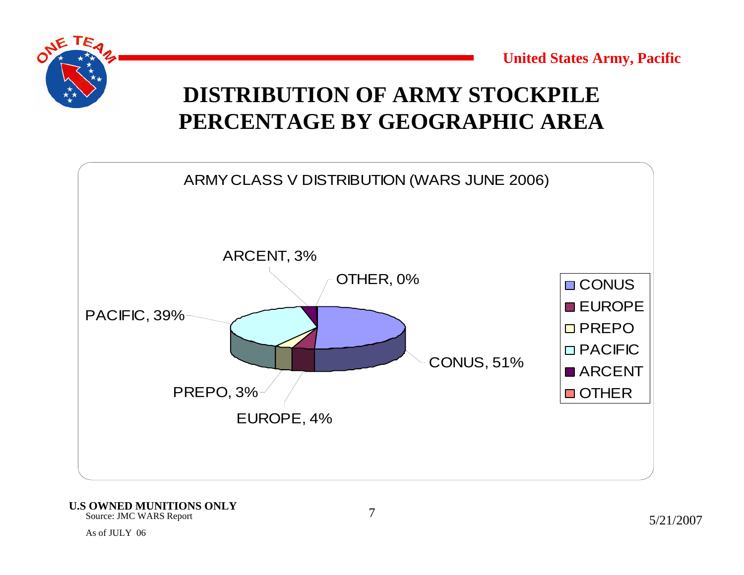United States Army, Pacific

# DISTRIBUTION OF ARMY STOCKPILE PERCENTAGE BY GEOGRAPHIC AREA

ARMY CLASS V DISTRIBUTION (WARS JUNE 2006)

| Area | Percentage |
|---|---|
| CONUS | 51% |
| EUROPE | 4% |
| PREPO | 3% |
| PACIFIC | 39% |
| ARCENT | 3% |
| OTHER | 0% |

**U.S OWNED MUNITIONS ONLY**

Source: JMC WARS Report

As of JULY 06

5/21/2007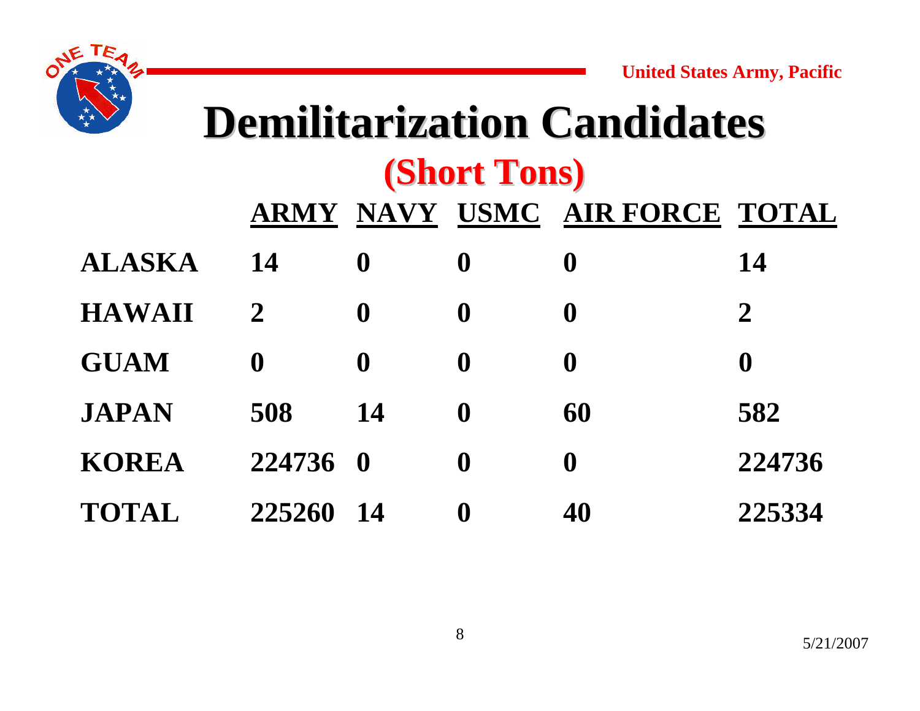# Demilitarization Candidates

## (Short Tons)

| | ARMY | NAVY | USMC | AIR FORCE | TOTAL |
|---|---|---|---|---|---|
| ALASKA | 14 | 0 | 0 | 0 | 14 |
| HAWAII | 2 | 0 | 0 | 0 | 2 |
| GUAM | 0 | 0 | 0 | 0 | 0 |
| JAPAN | 508 | 14 | 0 | 60 | 582 |
| KOREA | 224736 | 0 | 0 | 0 | 224736 |
| TOTAL | 225260 | 14 | 0 | 40 | 225334 |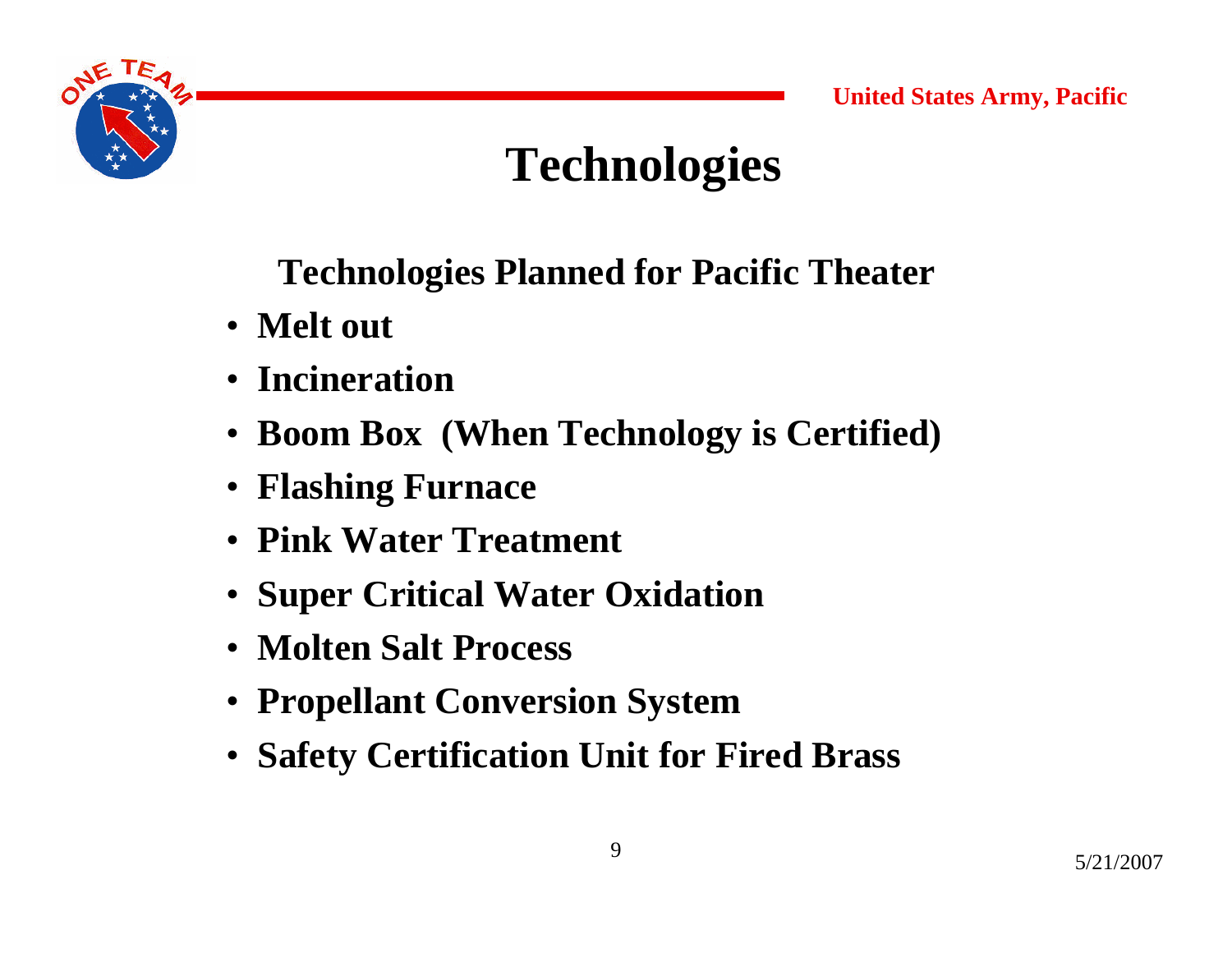# Technologies

**Technologies Planned for Pacific Theater**

- **Melt out**
- **Incineration**
- **Boom Box (When Technology is Certified)**
- **Flashing Furnace**
- **Pink Water Treatment**
- **Super Critical Water Oxidation**
- **Molten Salt Process**
- **Propellant Conversion System**
- **Safety Certification Unit for Fired Brass**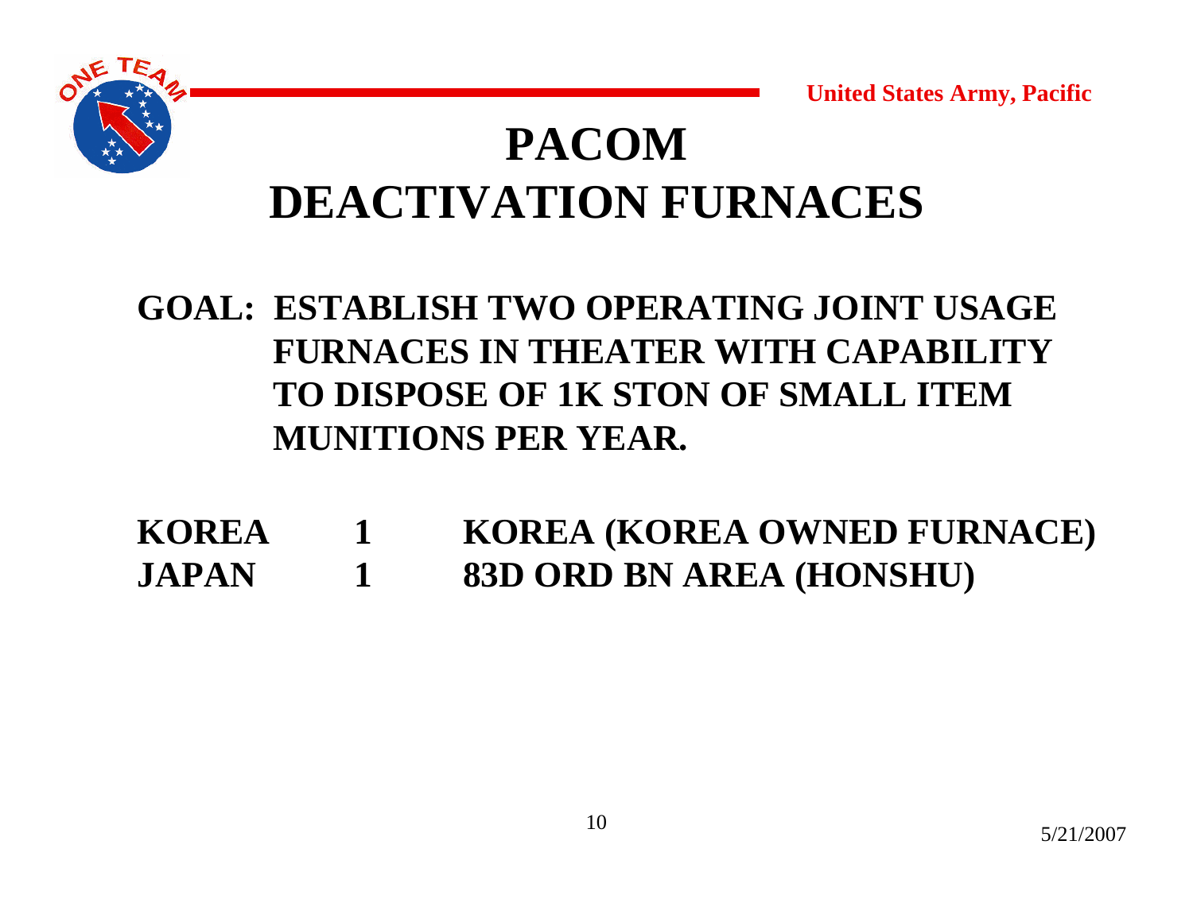# PACOM DEACTIVATION FURNACES

**GOAL: ESTABLISH TWO OPERATING JOINT USAGE FURNACES IN THEATER WITH CAPABILITY TO DISPOSE OF 1K STON OF SMALL ITEM MUNITIONS PER YEAR.**

| | | |
|---|---|---|
| **KOREA** | **1** | **KOREA (KOREA OWNED FURNACE)** |
| **JAPAN** | **1** | **83D ORD BN AREA (HONSHU)** |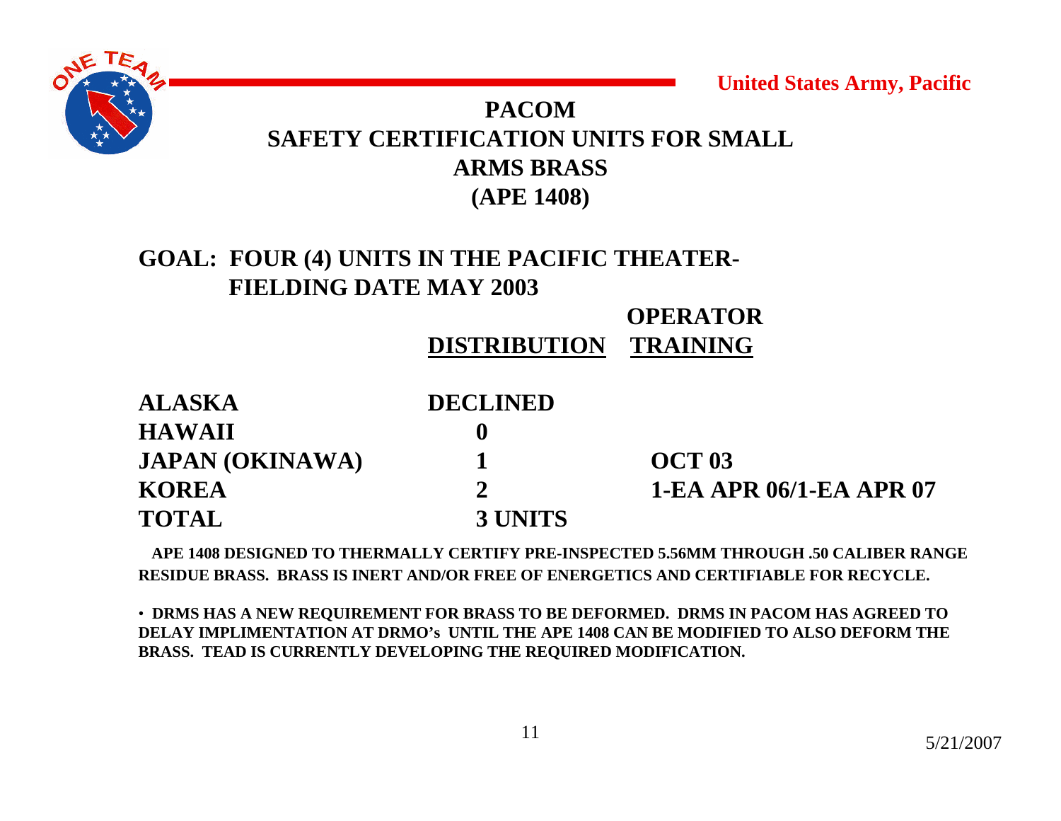United States Army, Pacific

# PACOM SAFETY CERTIFICATION UNITS FOR SMALL ARMS BRASS (APE 1408)

**GOAL: FOUR (4) UNITS IN THE PACIFIC THEATER- FIELDING DATE MAY 2003**

| | DISTRIBUTION | OPERATOR TRAINING |
|---|---|---|
| ALASKA | DECLINED | |
| HAWAII | 0 | |
| JAPAN (OKINAWA) | 1 | OCT 03 |
| KOREA | 2 | 1-EA APR 06/1-EA APR 07 |
| TOTAL | 3 UNITS | |

**APE 1408 DESIGNED TO THERMALLY CERTIFY PRE-INSPECTED 5.56MM THROUGH .50 CALIBER RANGE RESIDUE BRASS. BRASS IS INERT AND/OR FREE OF ENERGETICS AND CERTIFIABLE FOR RECYCLE.**

- **DRMS HAS A NEW REQUIREMENT FOR BRASS TO BE DEFORMED. DRMS IN PACOM HAS AGREED TO DELAY IMPLIMENTATION AT DRMO's UNTIL THE APE 1408 CAN BE MODIFIED TO ALSO DEFORM THE BRASS. TEAD IS CURRENTLY DEVELOPING THE REQUIRED MODIFICATION.**

5/21/2007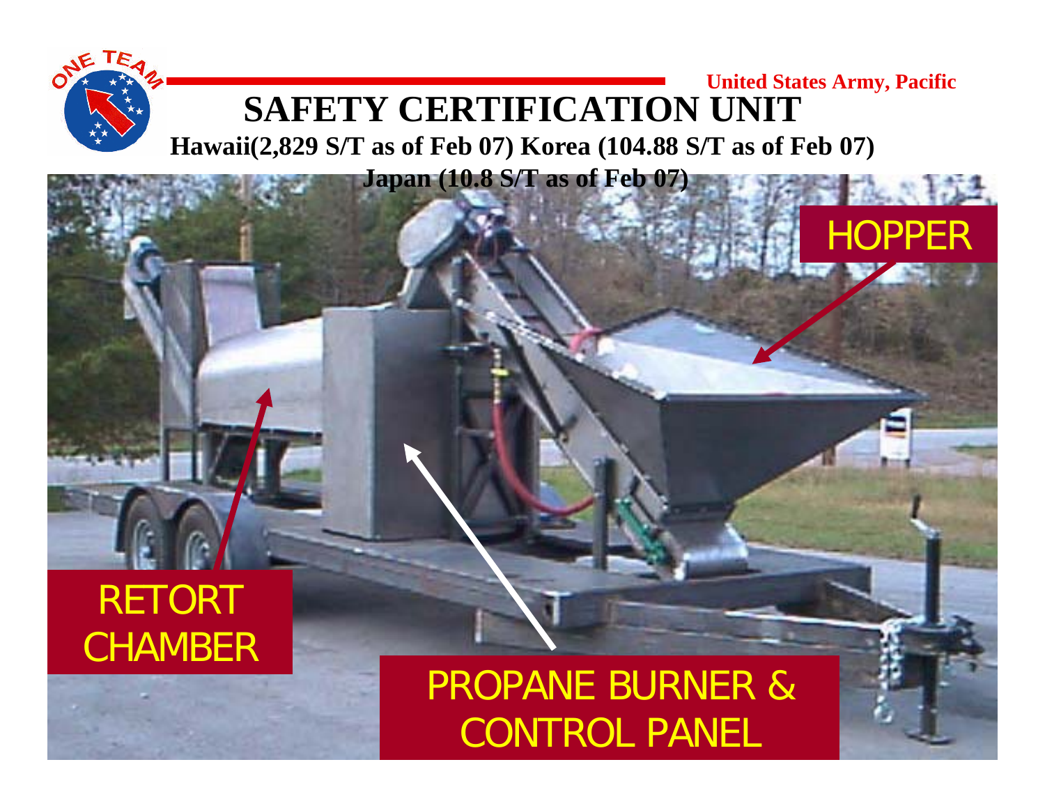United States Army, Pacific

# SAFETY CERTIFICATION UNIT

**Hawaii(2,829 S/T as of Feb 07) Korea (104.88 S/T as of Feb 07)**

**Japan (10.8 S/T as of Feb 07)**

HOPPER

RETORT CHAMBER

PROPANE BURNER & CONTROL PANEL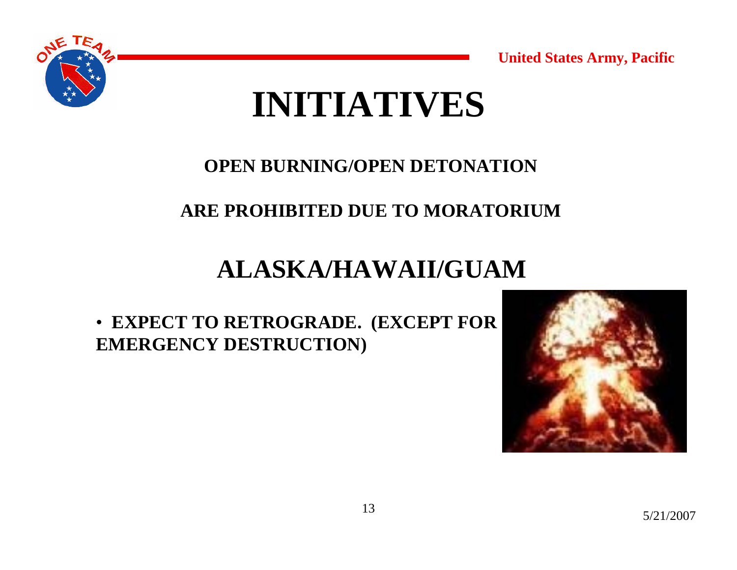# INITIATIVES

**OPEN BURNING/OPEN DETONATION**

**ARE PROHIBITED DUE TO MORATORIUM**

## ALASKA/HAWAII/GUAM

- **EXPECT TO RETROGRADE. (EXCEPT FOR EMERGENCY DESTRUCTION)**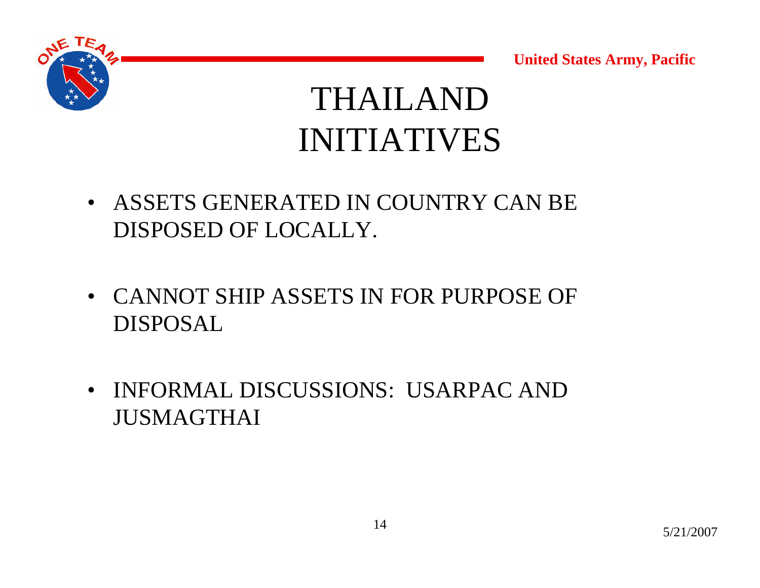# THAILAND INITIATIVES

- ASSETS GENERATED IN COUNTRY CAN BE DISPOSED OF LOCALLY.
- CANNOT SHIP ASSETS IN FOR PURPOSE OF DISPOSAL
- INFORMAL DISCUSSIONS: USARPAC AND JUSMAGTHAI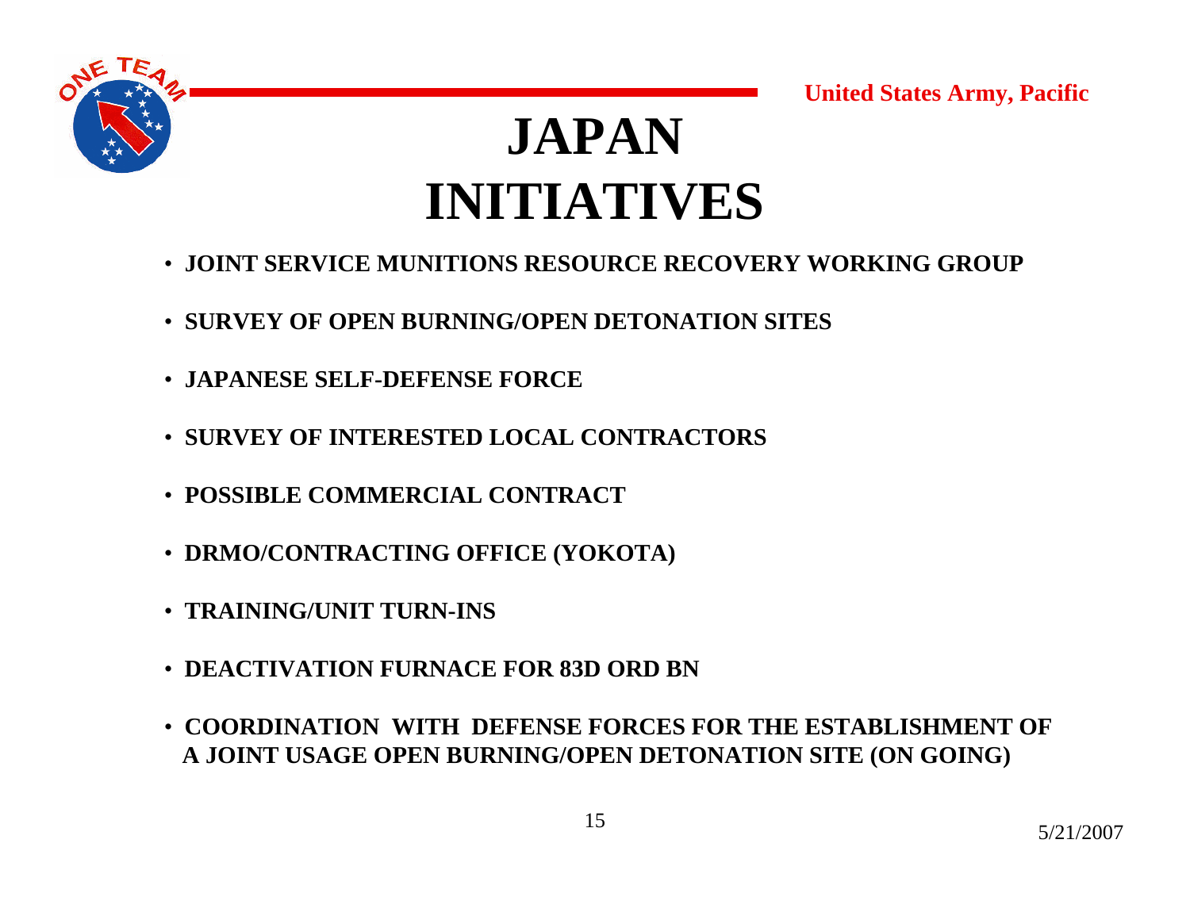# JAPAN INITIATIVES

- **JOINT SERVICE MUNITIONS RESOURCE RECOVERY WORKING GROUP**
- **SURVEY OF OPEN BURNING/OPEN DETONATION SITES**
- **JAPANESE SELF-DEFENSE FORCE**
- **SURVEY OF INTERESTED LOCAL CONTRACTORS**
- **POSSIBLE COMMERCIAL CONTRACT**
- **DRMO/CONTRACTING OFFICE (YOKOTA)**
- **TRAINING/UNIT TURN-INS**
- **DEACTIVATION FURNACE FOR 83D ORD BN**
- **COORDINATION WITH DEFENSE FORCES FOR THE ESTABLISHMENT OF A JOINT USAGE OPEN BURNING/OPEN DETONATION SITE (ON GOING)**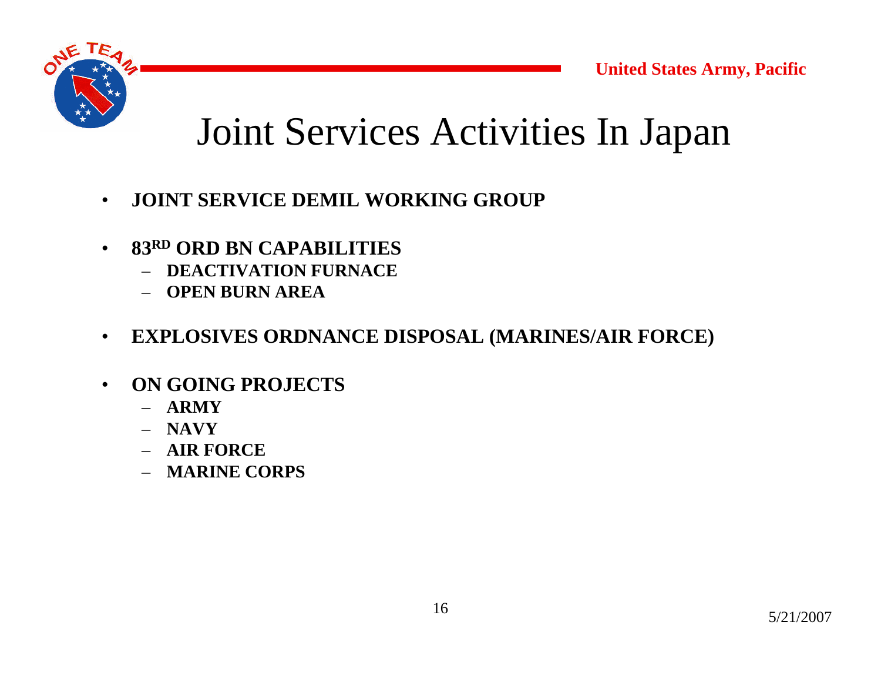# Joint Services Activities In Japan

- **JOINT SERVICE DEMIL WORKING GROUP**
- **83RD ORD BN CAPABILITIES**
  - **DEACTIVATION FURNACE**
  - **OPEN BURN AREA**
- **EXPLOSIVES ORDNANCE DISPOSAL (MARINES/AIR FORCE)**
- **ON GOING PROJECTS**
  - **ARMY**
  - **NAVY**
  - **AIR FORCE**
  - **MARINE CORPS**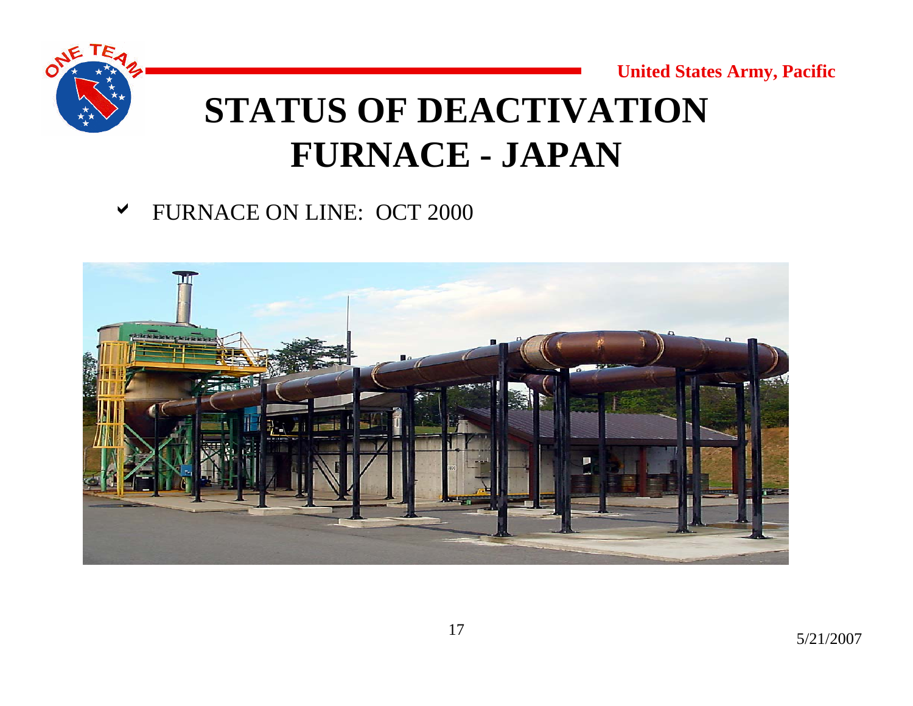# STATUS OF DEACTIVATION FURNACE - JAPAN

- FURNACE ON LINE: OCT 2000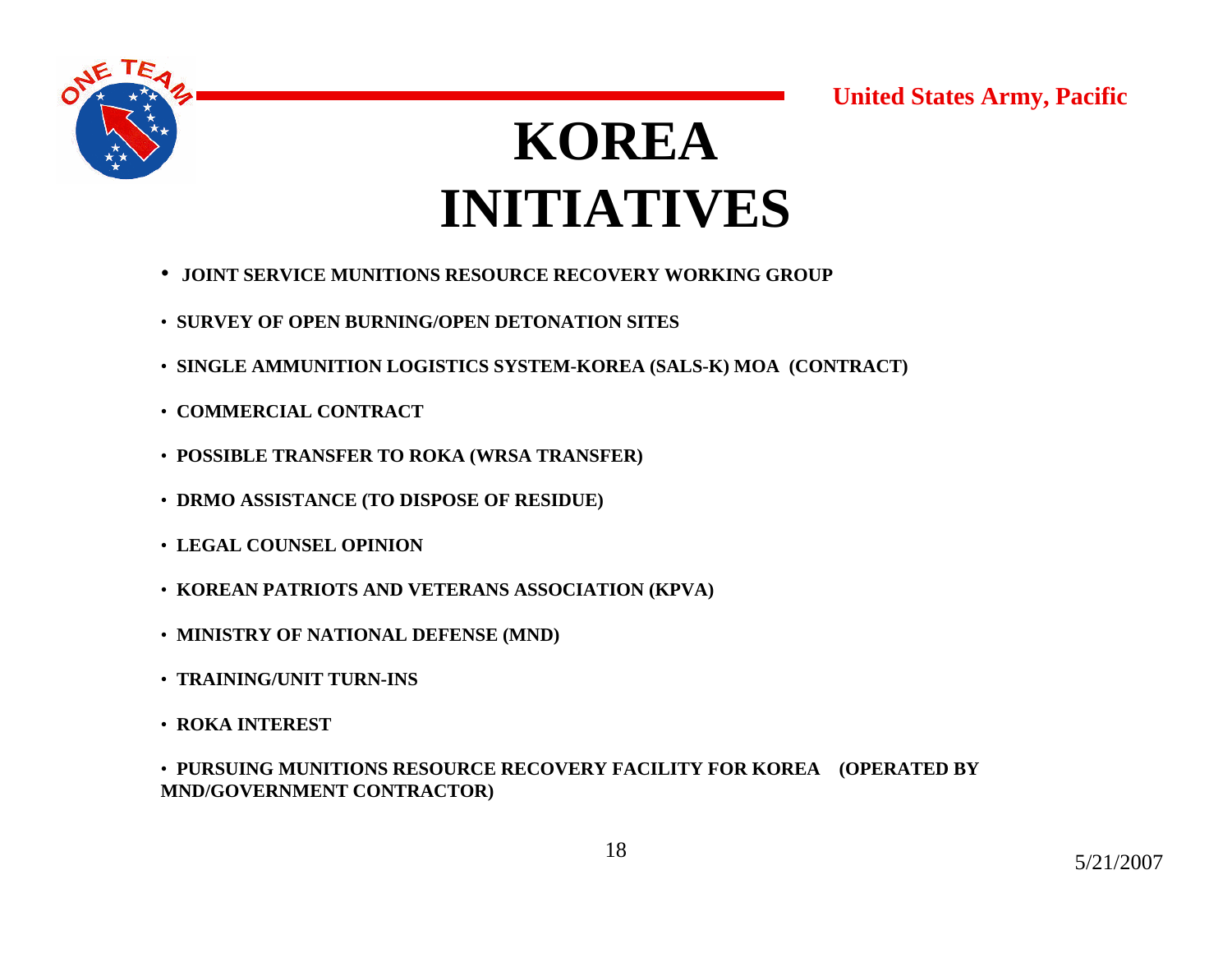United States Army, Pacific

# KOREA INITIATIVES

- **JOINT SERVICE MUNITIONS RESOURCE RECOVERY WORKING GROUP**
- **SURVEY OF OPEN BURNING/OPEN DETONATION SITES**
- **SINGLE AMMUNITION LOGISTICS SYSTEM-KOREA (SALS-K) MOA (CONTRACT)**
- **COMMERCIAL CONTRACT**
- **POSSIBLE TRANSFER TO ROKA (WRSA TRANSFER)**
- **DRMO ASSISTANCE (TO DISPOSE OF RESIDUE)**
- **LEGAL COUNSEL OPINION**
- **KOREAN PATRIOTS AND VETERANS ASSOCIATION (KPVA)**
- **MINISTRY OF NATIONAL DEFENSE (MND)**
- **TRAINING/UNIT TURN-INS**
- **ROKA INTEREST**
- **PURSUING MUNITIONS RESOURCE RECOVERY FACILITY FOR KOREA (OPERATED BY MND/GOVERNMENT CONTRACTOR)**

5/21/2007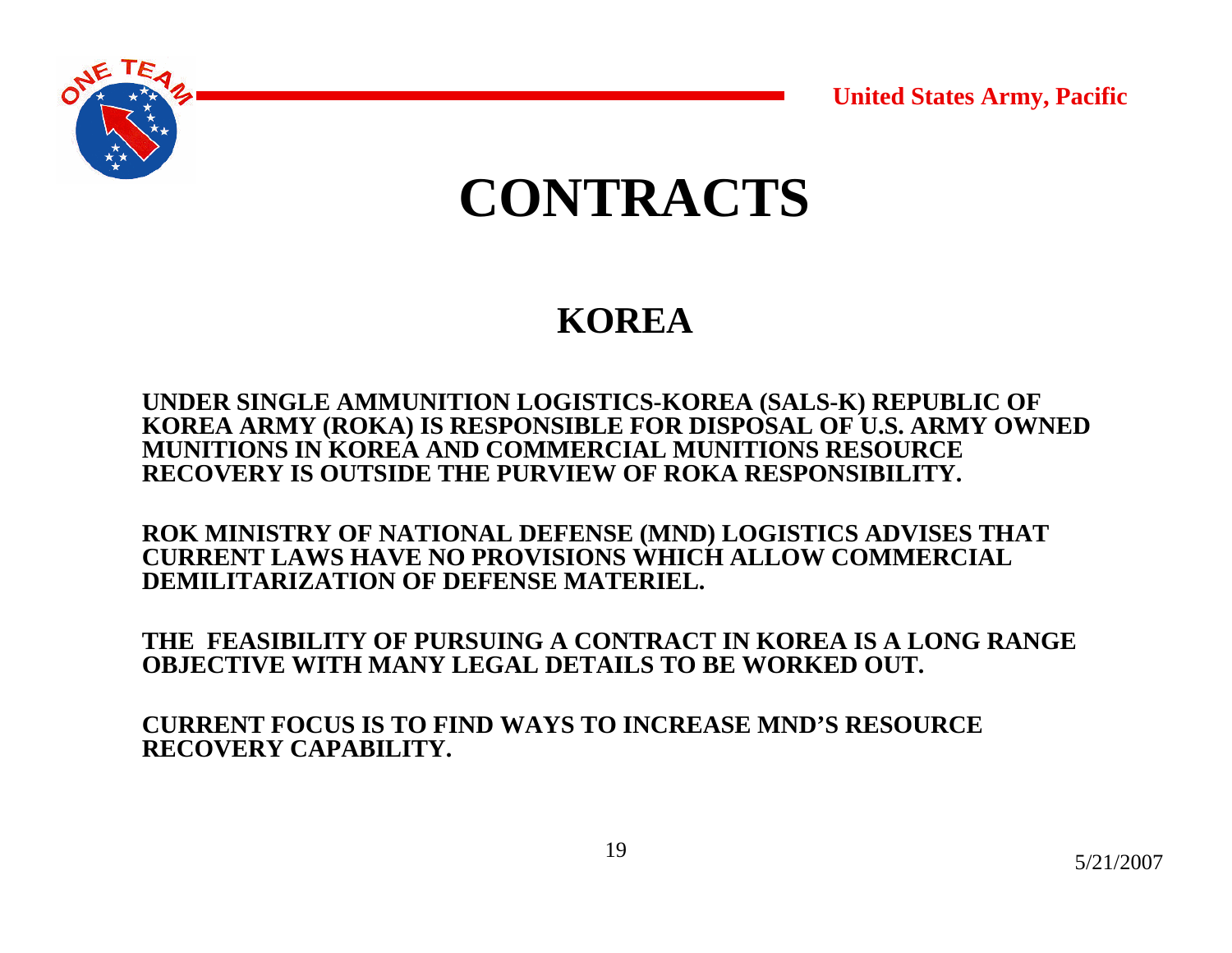# CONTRACTS

## KOREA

**UNDER SINGLE AMMUNITION LOGISTICS-KOREA (SALS-K) REPUBLIC OF KOREA ARMY (ROKA) IS RESPONSIBLE FOR DISPOSAL OF U.S. ARMY OWNED MUNITIONS IN KOREA AND COMMERCIAL MUNITIONS RESOURCE RECOVERY IS OUTSIDE THE PURVIEW OF ROKA RESPONSIBILITY.**

**ROK MINISTRY OF NATIONAL DEFENSE (MND) LOGISTICS ADVISES THAT CURRENT LAWS HAVE NO PROVISIONS WHICH ALLOW COMMERCIAL DEMILITARIZATION OF DEFENSE MATERIEL.**

**THE FEASIBILITY OF PURSUING A CONTRACT IN KOREA IS A LONG RANGE OBJECTIVE WITH MANY LEGAL DETAILS TO BE WORKED OUT.**

**CURRENT FOCUS IS TO FIND WAYS TO INCREASE MND'S RESOURCE RECOVERY CAPABILITY.**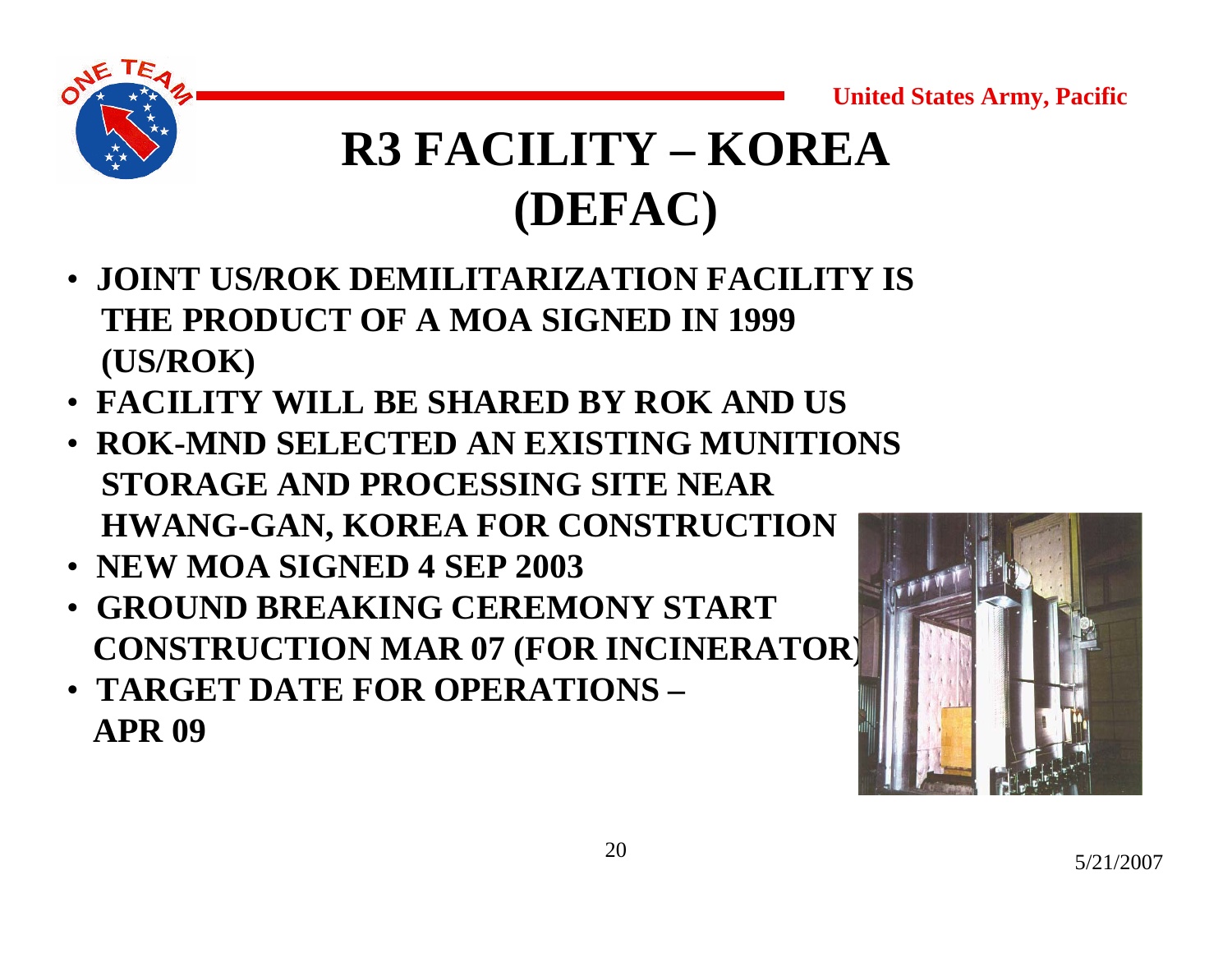# R3 FACILITY – KOREA (DEFAC)

- **JOINT US/ROK DEMILITARIZATION FACILITY IS THE PRODUCT OF A MOA SIGNED IN 1999 (US/ROK)**
- **FACILITY WILL BE SHARED BY ROK AND US**
- **ROK-MND SELECTED AN EXISTING MUNITIONS STORAGE AND PROCESSING SITE NEAR HWANG-GAN, KOREA FOR CONSTRUCTION**
- **NEW MOA SIGNED 4 SEP 2003**
- **GROUND BREAKING CEREMONY START CONSTRUCTION MAR 07 (FOR INCINERATOR)**
- **TARGET DATE FOR OPERATIONS – APR 09**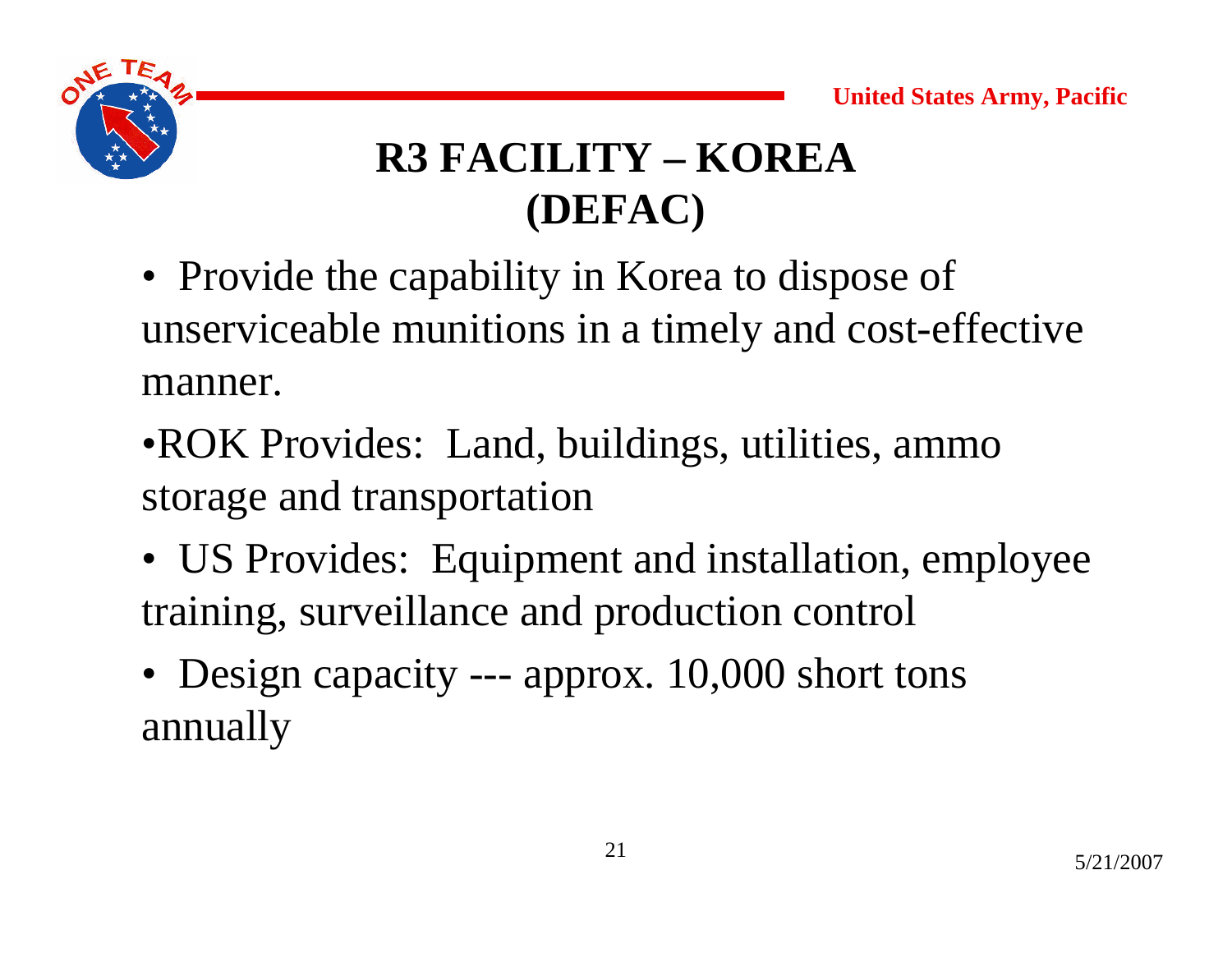# R3 FACILITY – KORESA (DEFAC)

- Provide the capability in Korea to dispose of unserviceable munitions in a timely and cost-effective manner.
- ROK Provides: Land, buildings, utilities, ammo storage and transportation
- US Provides: Equipment and installation, employee training, surveillance and production control
- Design capacity --- approx. 10,000 short tons annually

# R3 FACILITY – KOREA (DEFAC)

- Provide the capability in Korea to dispose of unserviceable munitions in a timely and cost-effective manner.
- ROK Provides: Land, buildings, utilities, ammo storage and transportation
- US Provides: Equipment and installation, employee training, surveillance and production control
- Design capacity --- approx. 10,000 short tons annually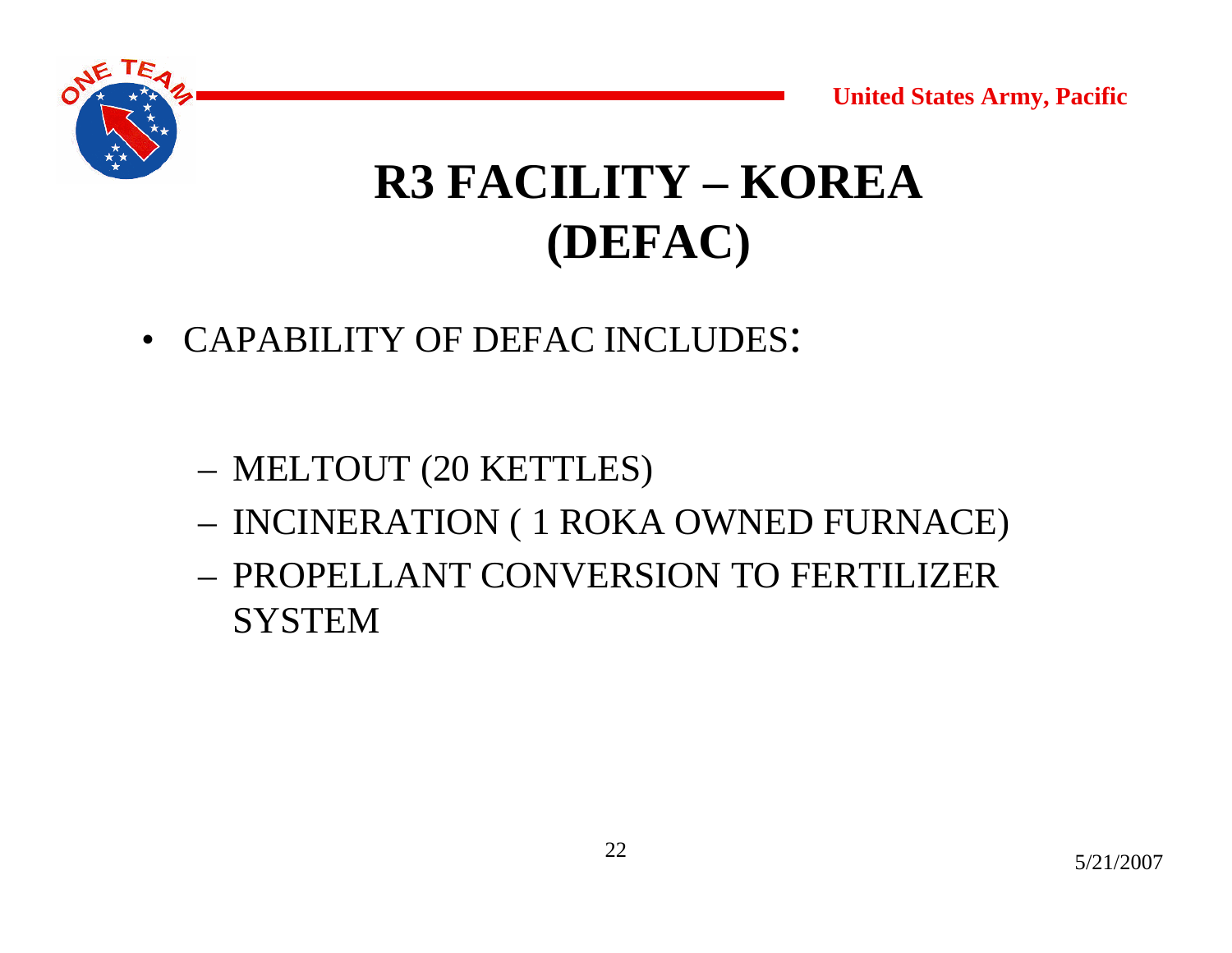# R3 FACILITY – KOREA (DEFAC)

- CAPABILITY OF DEFAC INCLUDES:
  - MELTOUT (20 KETTLES)
  - INCINERATION ( 1 ROKA OWNED FURNACE)
  - PROPELLANT CONVERSION TO FERTILIZER SYSTEM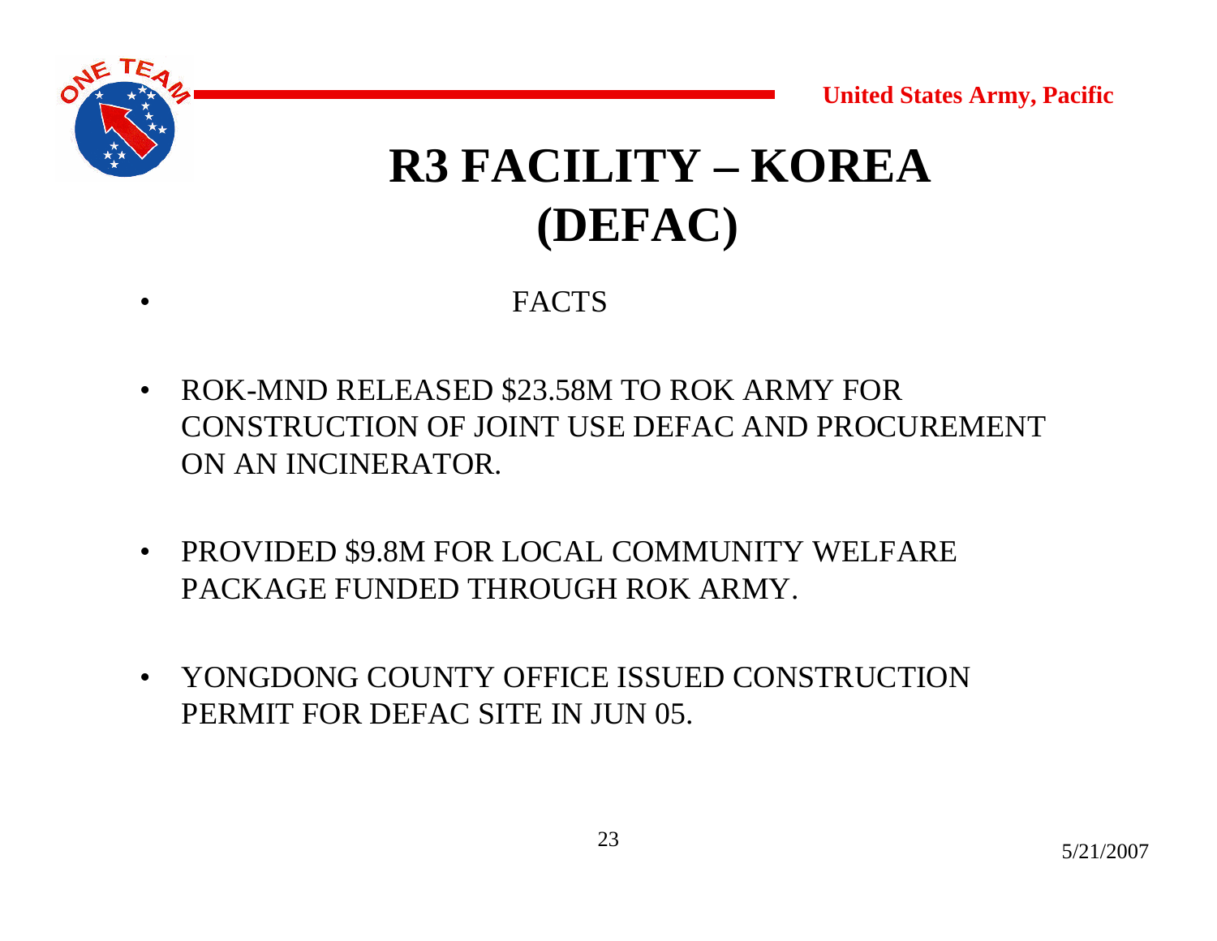# R3 FACILITY – KOREA (DEFAC)

- FACTS

- ROK-MND RELEASED $23.58M TO ROK ARMY FOR CONSTRUCTION OF JOINT USE DEFAC AND PROCUREMENT ON AN INCINERATOR.

- PROVIDED $9.8M FOR LOCAL COMMUNITY WELFARE PACKAGE FUNDED THROUGH ROK ARMY.

- YONGDONG COUNTY OFFICE ISSUED CONSTRUCTION PERMIT FOR DEFAC SITE IN JUN 05.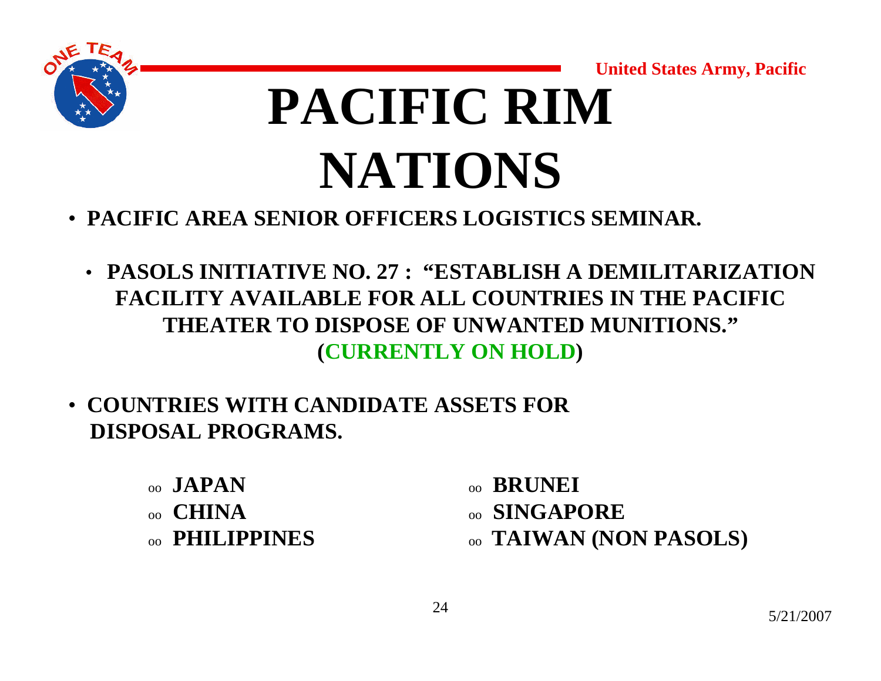# PACIFIC RIM NATIONS

- **PACIFIC AREA SENIOR OFFICERS LOGISTICS SEMINAR.**
  - **PASOLS INITIATIVE NO. 27 : "ESTABLISH A DEMILITARIZATION FACILITY AVAILABLE FOR ALL COUNTRIES IN THE PACIFIC THEATER TO DISPOSE OF UNWANTED MUNITIONS." (CURRENTLY ON HOLD)**
- **COUNTRIES WITH CANDIDATE ASSETS FOR DISPOSAL PROGRAMS.**
  - **JAPAN**
  - **CHINA**
  - **PHILIPPINES**
  - **BRUNEI**
  - **SINGAPORE**
  - **TAIWAN (NON PASOLS)**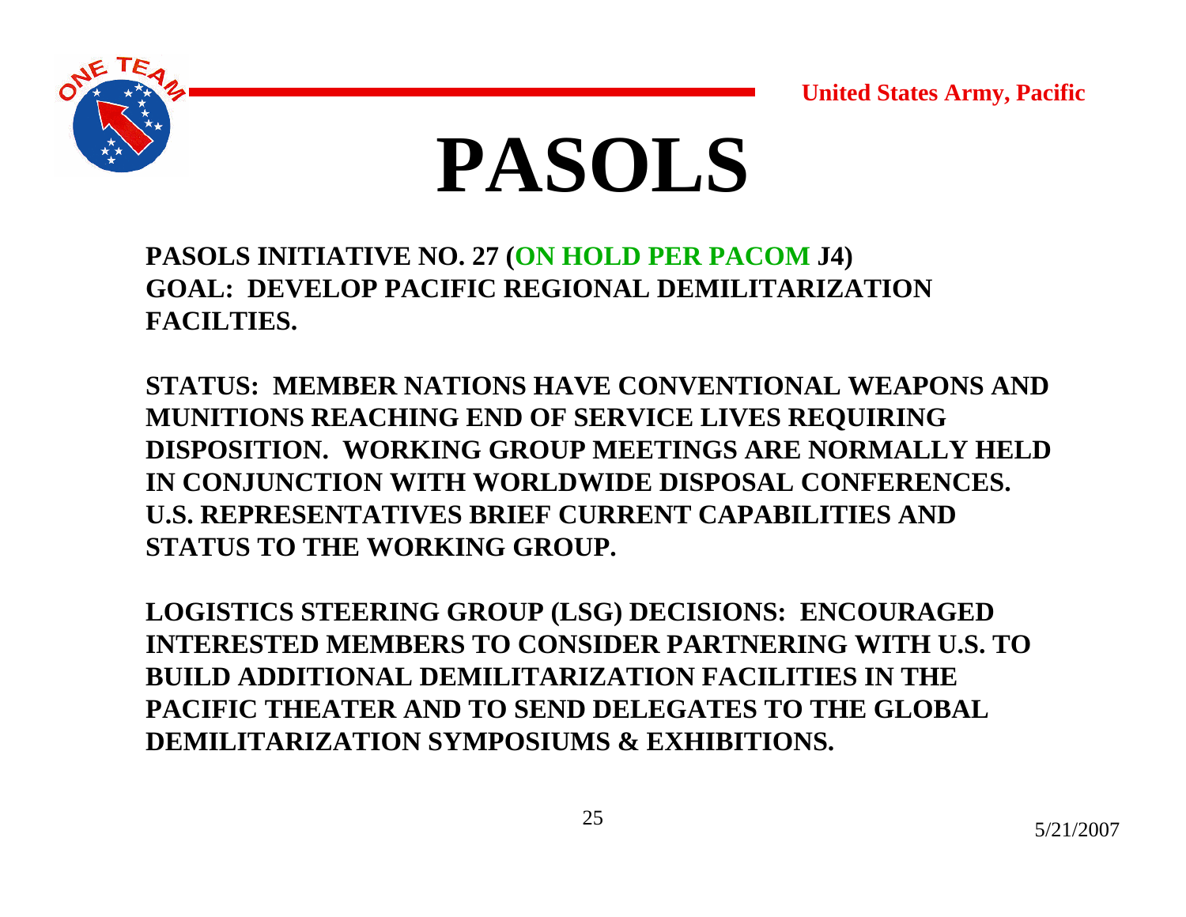# PASOLS

**PASOLS INITIATIVE NO. 27 (ON HOLD PER PACOM J4)**
**GOAL: DEVELOP PACIFIC REGIONAL DEMILITARIZATION FACILTIES.**

**STATUS: MEMBER NATIONS HAVE CONVENTIONAL WEAPONS AND MUNITIONS REACHING END OF SERVICE LIVES REQUIRING DISPOSITION. WORKING GROUP MEETINGS ARE NORMALLY HELD IN CONJUNCTION WITH WORLDWIDE DISPOSAL CONFERENCES. U.S. REPRESENTATIVES BRIEF CURRENT CAPABILITIES AND STATUS TO THE WORKING GROUP.**

**LOGISTICS STEERING GROUP (LSG) DECISIONS: ENCOURAGED INTERESTED MEMBERS TO CONSIDER PARTNERING WITH U.S. TO BUILD ADDITIONAL DEMILITARIZATION FACILITIES IN THE PACIFIC THEATER AND TO SEND DELEGATES TO THE GLOBAL DEMILITARIZATION SYMPOSIUMS & EXHIBITIONS.**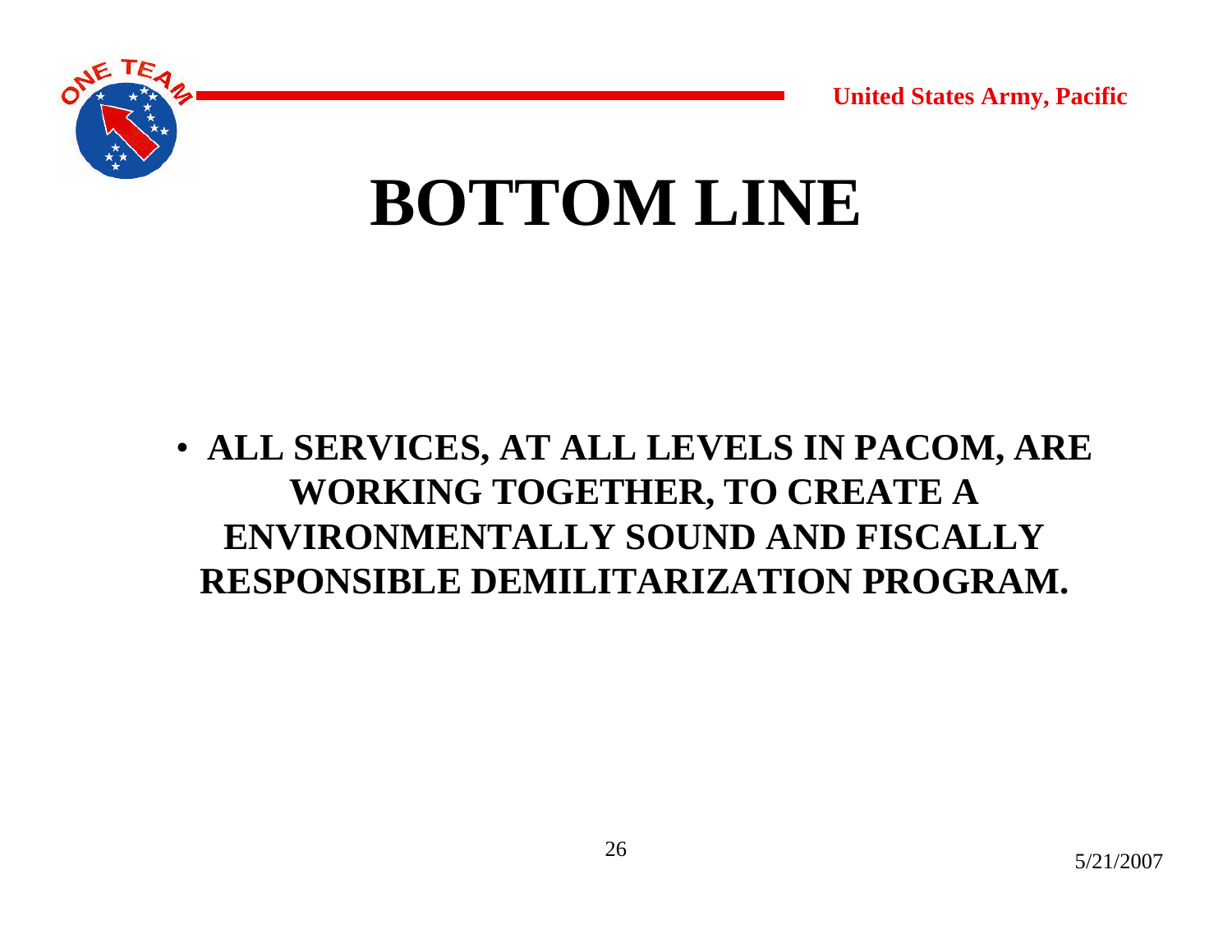# BOTTOM LINE

- **ALL SERVICES, AT ALL LEVELS IN PACOM, ARE WORKING TOGETHER, TO CREATE A ENVIRONMENTALLY SOUND AND FISCALLY RESPONSIBLE DEMILITARIZATION PROGRAM.**